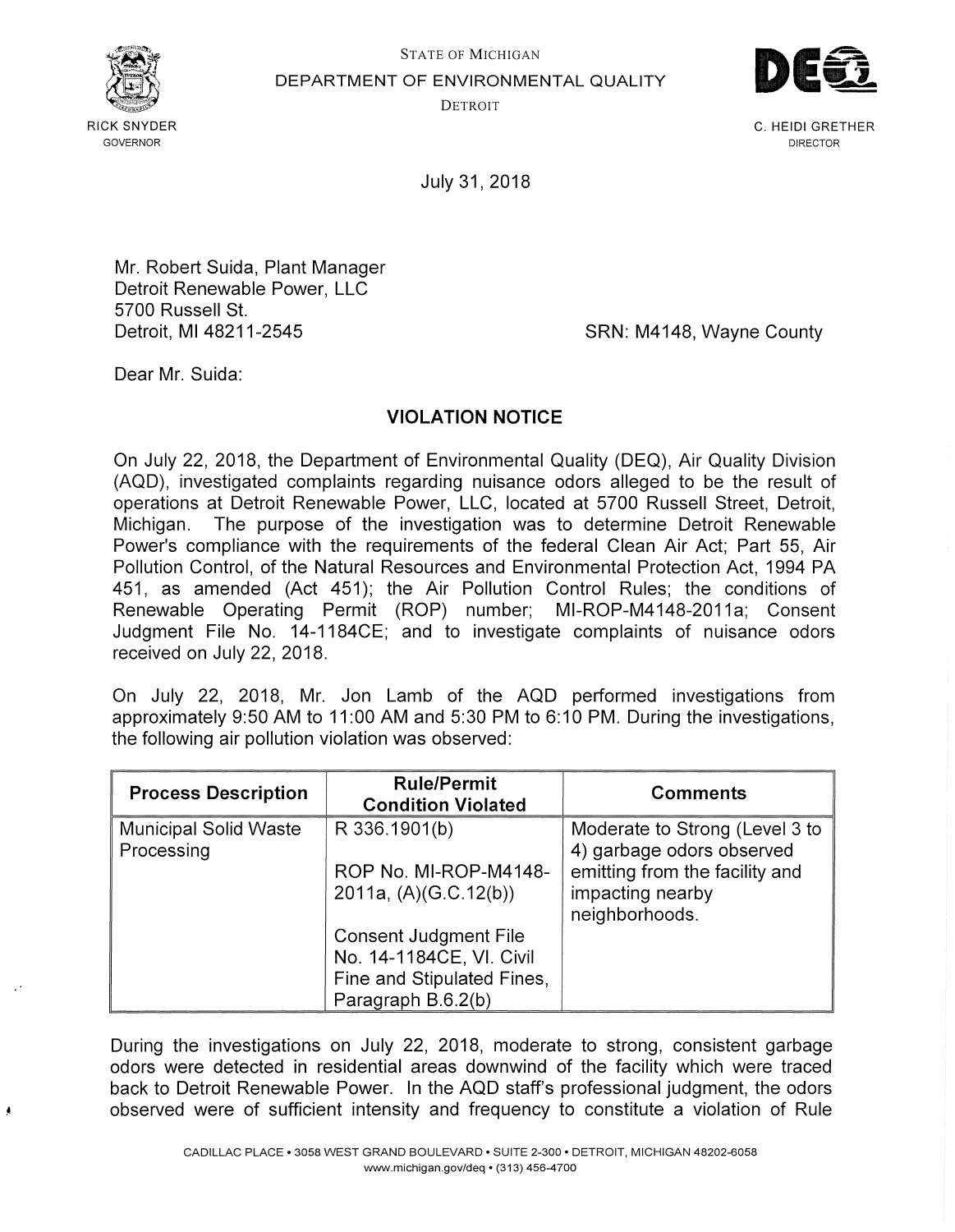STATE OF MICHIGAN

DEPARTMENT OF ENVIRONMENTAL QUALITY

DETROIT

RICK SNYDER
GOVERNOR

C. HEIDI GRETHER
DIRECTOR

July 31, 2018

Mr. Robert Suida, Plant Manager
Detroit Renewable Power, LLC
5700 Russell St.
Detroit, MI 48211-2545

SRN: M4148, Wayne County

Dear Mr. Suida:

## VIOLATION NOTICE

On July 22, 2018, the Department of Environmental Quality (DEQ), Air Quality Division (AQD), investigated complaints regarding nuisance odors alleged to be the result of operations at Detroit Renewable Power, LLC, located at 5700 Russell Street, Detroit, Michigan. The purpose of the investigation was to determine Detroit Renewable Power's compliance with the requirements of the federal Clean Air Act; Part 55, Air Pollution Control, of the Natural Resources and Environmental Protection Act, 1994 PA 451, as amended (Act 451); the Air Pollution Control Rules; the conditions of Renewable Operating Permit (ROP) number; MI-ROP-M4148-2011a; Consent Judgment File No. 14-1184CE; and to investigate complaints of nuisance odors received on July 22, 2018.

On July 22, 2018, Mr. Jon Lamb of the AQD performed investigations from approximately 9:50 AM to 11:00 AM and 5:30 PM to 6:10 PM. During the investigations, the following air pollution violation was observed:

| Process Description | Rule/Permit Condition Violated | Comments |
|---|---|---|
| Municipal Solid Waste Processing | R 336.1901(b)<br><br>ROP No. MI-ROP-M4148-2011a, (A)(G.C.12(b))<br><br>Consent Judgment File No. 14-1184CE, VI. Civil Fine and Stipulated Fines, Paragraph B.6.2(b) | Moderate to Strong (Level 3 to 4) garbage odors observed emitting from the facility and impacting nearby neighborhoods. |

During the investigations on July 22, 2018, moderate to strong, consistent garbage odors were detected in residential areas downwind of the facility which were traced back to Detroit Renewable Power. In the AQD staff's professional judgment, the odors observed were of sufficient intensity and frequency to constitute a violation of Rule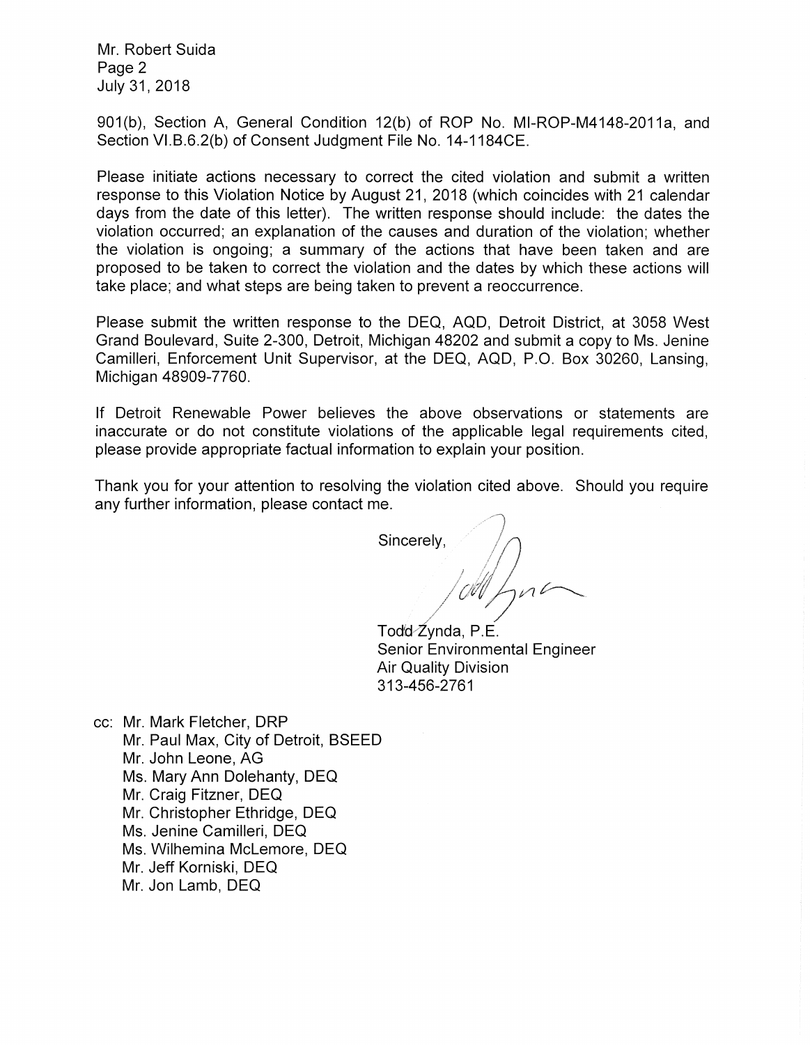Mr. Robert Suida
Page 2
July 31, 2018

901(b), Section A, General Condition 12(b) of ROP No. MI-ROP-M4148-2011a, and Section VI.B.6.2(b) of Consent Judgment File No. 14-1184CE.

Please initiate actions necessary to correct the cited violation and submit a written response to this Violation Notice by August 21, 2018 (which coincides with 21 calendar days from the date of this letter). The written response should include: the dates the violation occurred; an explanation of the causes and duration of the violation; whether the violation is ongoing; a summary of the actions that have been taken and are proposed to be taken to correct the violation and the dates by which these actions will take place; and what steps are being taken to prevent a reoccurrence.

Please submit the written response to the DEQ, AQD, Detroit District, at 3058 West Grand Boulevard, Suite 2-300, Detroit, Michigan 48202 and submit a copy to Ms. Jenine Camilleri, Enforcement Unit Supervisor, at the DEQ, AQD, P.O. Box 30260, Lansing, Michigan 48909-7760.

If Detroit Renewable Power believes the above observations or statements are inaccurate or do not constitute violations of the applicable legal requirements cited, please provide appropriate factual information to explain your position.

Thank you for your attention to resolving the violation cited above. Should you require any further information, please contact me.

Sincerely,

Todd Zynda, P.E.
Senior Environmental Engineer
Air Quality Division
313-456-2761

cc: Mr. Mark Fletcher, DRP
Mr. Paul Max, City of Detroit, BSEED
Mr. John Leone, AG
Ms. Mary Ann Dolehanty, DEQ
Mr. Craig Fitzner, DEQ
Mr. Christopher Ethridge, DEQ
Ms. Jenine Camilleri, DEQ
Ms. Wilhemina McLemore, DEQ
Mr. Jeff Korniski, DEQ
Mr. Jon Lamb, DEQ